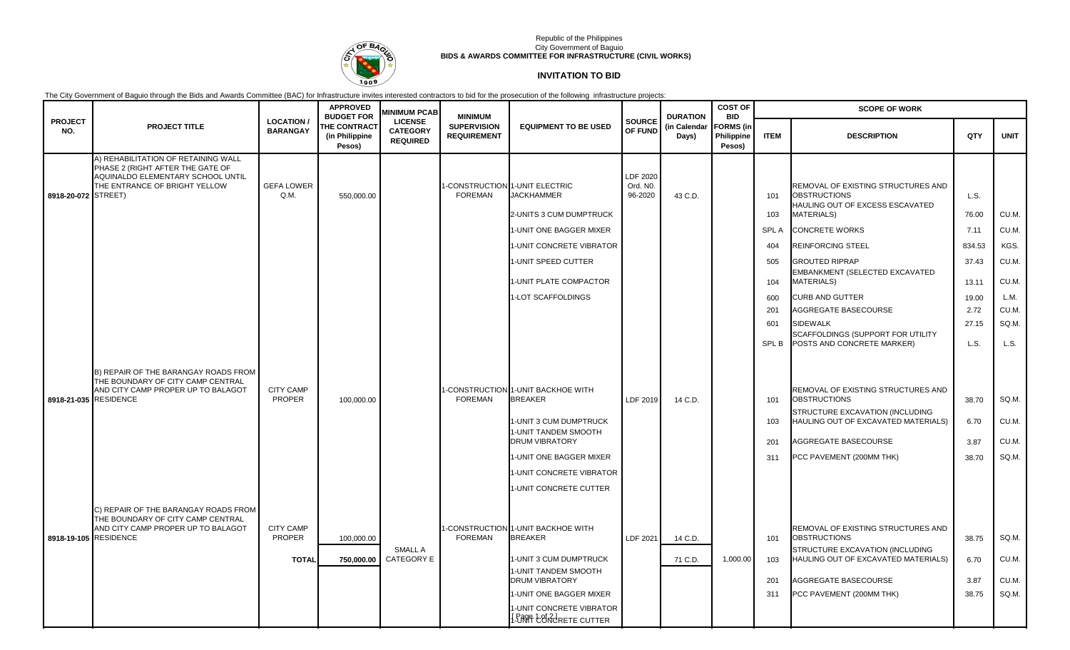Republic of the Philippines
City Government of Baguio
**BIDS & AWARDS COMMITTEE FOR INFRASTRUCTURE (CIVIL WORKS)**

## INVITATION TO BID

The City Government of Baguio through the Bids and Awards Committee (BAC) for Infrastructure invites interested contractors to bid for the prosecution of the following infrastructure projects:

| PROJECT NO. | PROJECT TITLE | LOCATION / BARANGAY | APPROVED BUDGET FOR THE CONTRACT (in Philippine Pesos) | MINIMUM PCAB LICENSE CATEGORY REQUIRED | MINIMUM SUPERVISION REQUIREMENT | EQUIPMENT TO BE USED | SOURCE OF FUND | DURATION (in Calendar Days) | COST OF BID FORMS (in Philippine Pesos) | SCOPE OF WORK | | | |
|---|---|---|---|---|---|---|---|---|---|---|---|---|---|
| | | | | | | | | | | ITEM | DESCRIPTION | QTY | UNIT |
| 8918-20-072 | A) REHABILITATION OF RETAINING WALL PHASE 2 (RIGHT AFTER THE GATE OF AQUINALDO ELEMENTARY SCHOOL UNTIL THE ENTRANCE OF BRIGHT YELLOW STREET) | GEFA LOWER Q.M. | 550,000.00 | | 1-CONSTRUCTION FOREMAN | 1-UNIT ELECTRIC JACKHAMMER | LDF 2020 Ord. N0. 96-2020 | 43 C.D. | | 101 | REMOVAL OF EXISTING STRUCTURES AND OBSTRUCTIONS | L.S. | |
| | | | | | | 2-UNITS 3 CUM DUMPTRUCK | | | | 103 | HAULING OUT OF EXCESS ESCAVATED MATERIALS) | 76.00 | CU.M. |
| | | | | | | 1-UNIT ONE BAGGER MIXER | | | | SPL A | CONCRETE WORKS | 7.11 | CU.M. |
| | | | | | | 1-UNIT CONCRETE VIBRATOR | | | | 404 | REINFORCING STEEL | 834.53 | KGS. |
| | | | | | | 1-UNIT SPEED CUTTER | | | | 505 | GROUTED RIPRAP | 37.43 | CU.M. |
| | | | | | | 1-UNIT PLATE COMPACTOR | | | | 104 | EMBANKMENT (SELECTED EXCAVATED MATERIALS) | 13.11 | CU.M. |
| | | | | | | 1-LOT SCAFFOLDINGS | | | | 600 | CURB AND GUTTER | 19.00 | L.M. |
| | | | | | | | | | | 201 | AGGREGATE BASECOURSE | 2.72 | CU.M. |
| | | | | | | | | | | 601 | SIDEWALK | 27.15 | SQ.M. |
| | | | | | | | | | | SPL B | SCAFFOLDINGS (SUPPORT FOR UTILITY POSTS AND CONCRETE MARKER) | L.S. | L.S. |
| 8918-21-035 | B) REPAIR OF THE BARANGAY ROADS FROM THE BOUNDARY OF CITY CAMP CENTRAL AND CITY CAMP PROPER UP TO BALAGOT RESIDENCE | CITY CAMP PROPER | 100,000.00 | | 1-CONSTRUCTION FOREMAN | 1-UNIT BACKHOE WITH BREAKER | LDF 2019 | 14 C.D. | | 101 | REMOVAL OF EXISTING STRUCTURES AND OBSTRUCTIONS | 38.70 | SQ.M. |
| | | | | | | 1-UNIT 3 CUM DUMPTRUCK | | | | 103 | STRUCTURE EXCAVATION (INCLUDING HAULING OUT OF EXCAVATED MATERIALS) | 6.70 | CU.M. |
| | | | | | | 1-UNIT TANDEM SMOOTH DRUM VIBRATORY | | | | 201 | AGGREGATE BASECOURSE | 3.87 | CU.M. |
| | | | | | | 1-UNIT ONE BAGGER MIXER | | | | 311 | PCC PAVEMENT (200MM THK) | 38.70 | SQ.M. |
| | | | | | | 1-UNIT CONCRETE VIBRATOR | | | | | | | |
| | | | | | | 1-UNIT CONCRETE CUTTER | | | | | | | |
| 8918-19-105 | C) REPAIR OF THE BARANGAY ROADS FROM THE BOUNDARY OF CITY CAMP CENTRAL AND CITY CAMP PROPER UP TO BALAGOT RESIDENCE | CITY CAMP PROPER | 100,000.00 | | 1-CONSTRUCTION FOREMAN | 1-UNIT BACKHOE WITH BREAKER | LDF 2021 | 14 C.D. | | 101 | REMOVAL OF EXISTING STRUCTURES AND OBSTRUCTIONS | 38.75 | SQ.M. |
| | | **TOTAL** | **750,000.00** | SMALL A CATEGORY E | | 1-UNIT 3 CUM DUMPTRUCK | | 71 C.D. | 1,000.00 | 103 | STRUCTURE EXCAVATION (INCLUDING HAULING OUT OF EXCAVATED MATERIALS) | 6.70 | CU.M. |
| | | | | | | 1-UNIT TANDEM SMOOTH DRUM VIBRATORY | | | | 201 | AGGREGATE BASECOURSE | 3.87 | CU.M. |
| | | | | | | 1-UNIT ONE BAGGER MIXER | | | | 311 | PCC PAVEMENT (200MM THK) | 38.75 | SQ.M. |
| | | | | | | 1-UNIT CONCRETE VIBRATOR | | | | | | | |
| | | | | | | 1-UNIT CONCRETE CUTTER | | | | | | | |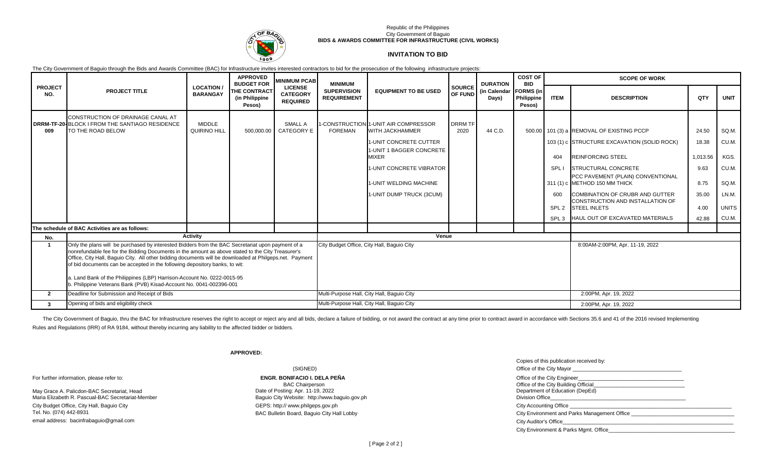Republic of the Philippines
City Government of Baguio
**BIDS & AWARDS COMMITTEE FOR INFRASTRUCTURE (CIVIL WORKS)**

## INVITATION TO BID

The City Government of Baguio through the Bids and Awards Committee (BAC) for Infrastructure invites interested contractors to bid for the prosecution of the following infrastructure projects:

| PROJECT NO. | PROJECT TITLE | LOCATION / BARANGAY | APPROVED BUDGET FOR THE CONTRACT (in Philippine Pesos) | MINIMUM PCAB LICENSE CATEGORY REQUIRED | MINIMUM SUPERVISION REQUIREMENT | EQUIPMENT TO BE USED | SOURCE OF FUND | DURATION (in Calendar Days) | COST OF BID FORMS (in Philippine Pesos) | SCOPE OF WORK: ITEM | DESCRIPTION | QTY | UNIT |
|---|---|---|---|---|---|---|---|---|---|---|---|---|---|
| DRRM-TF-20-009 | CONSTRUCTION OF DRAINAGE CANAL AT BLOCK I FROM THE SANTIAGO RESIDENCE TO THE ROAD BELOW | MIDDLE QUIRINO HILL | 500,000.00 | SMALL A CATEGORY E | 1-CONSTRUCTION FOREMAN | 1-UNIT AIR COMPRESSOR WITH JACKHAMMER | DRRM TF 2020 | 44 C.D. | 500.00 | 101 (3) a | REMOVAL OF EXISTING PCCP | 24.50 | SQ.M. |
| | | | | | | 1-UNIT CONCRETE CUTTER | | | | 103 (1) c | STRUCTURE EXCAVATION (SOLID ROCK) | 18.38 | CU.M. |
| | | | | | | 1-UNIT 1 BAGGER CONCRETE MIXER | | | | 404 | REINFORCING STEEL | 1,013.56 | KGS. |
| | | | | | | 1-UNIT CONCRETE VIBRATOR | | | | SPL I | STRUCTURAL CONCRETE | 9.63 | CU.M. |
| | | | | | | 1-UNIT WELDING MACHINE | | | | 311 (1) c | PCC PAVEMENT (PLAIN) CONVENTIONAL METHOD 150 MM THICK | 8.75 | SQ.M. |
| | | | | | | 1-UNIT DUMP TRUCK (3CUM) | | | | 600 | COMBINATION OF CRUBR AND GUTTER | 35.00 | LN.M. |
| | | | | | | | | | | SPL 2 | CONSTRUCTION AND INSTALLATION OF STEEL INLETS | 4.00 | UNITS |
| | | | | | | | | | | SPL 3 | HAUL OUT OF EXCAVATED MATERIALS | 42.88 | CU.M. |

The schedule of BAC Activities are as follows:

| No. | Activity | Venue | |
|---|---|---|---|
| 1 | Only the plans will be purchased by interested Bidders from the BAC Secretariat upon payment of a nonrefundable fee for the Bidding Documents in the amount as above stated to the City Treasurer's Office, City Hall, Baguio City. All other bidding documents will be downloaded at Philgeps.net. Payment of bid documents can be accepted in the following depository banks, to wit:<br>a. Land Bank of the Philippines (LBP) Harrison-Account No. 0222-0015-95<br>b. Philippine Veterans Bank (PVB) Kisad-Account No. 0041-002396-001 | City Budget Office, City Hall, Baguio City | 8:00AM-2:00PM, Apr. 11-19, 2022 |
| 2 | Deadline for Submission and Receipt of Bids | Multi-Purpose Hall, City Hall, Baguio City | 2:00PM, Apr. 19, 2022 |
| 3 | Opening of bids and eligibility check | Multi-Purpose Hall, City Hall, Baguio City | 2:00PM, Apr. 19, 2022 |

The City Government of Baguio, thru the BAC for Infrastructure reserves the right to accept or reject any and all bids, declare a failure of bidding, or not award the contract at any time prior to contract award in accordance with Sections 35.6 and 41 of the 2016 revised Implementing Rules and Regulations (IRR) of RA 9184, without thereby incurring any liability to the affected bidder or bidders.

**APPROVED:**

(SIGNED)
**ENGR. BONIFACIO I. DELA PEÑA**
BAC Chairperson
Date of Posting: Apr. 11-19, 2022
Baguio City Website: http://www.baguio.gov.ph
GEPS: http:// www.philgeps.gov.ph
BAC Bulletin Board, Baguio City Hall Lobby

For further information, please refer to:

May Grace A. Palicdon-BAC Secretariat, Head
Maria Elizabeth R. Pascual-BAC Secretariat-Member
City Budget Office, City Hall, Baguio City
Tel. No. (074) 442-8931
email address: bacinfrabaguio@gmail.com

Copies of this publication received by:
Office of the City Mayor ____________
Office of the City Engineer____________
Office of the City Building Official____________
Department of Education (DepEd)
Division Office____________
City Accounting Office ____________
City Environment and Parks Management Office ____________
City Auditor's Office____________
City Environment & Parks Mgmt. Office____________